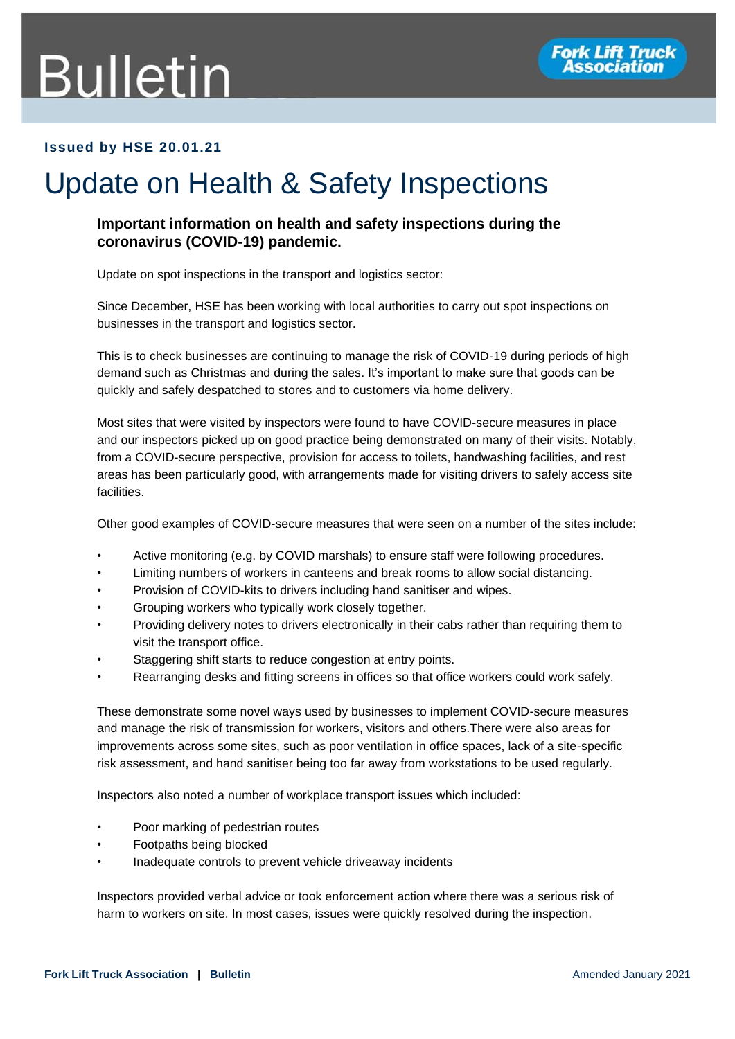# Bulletin

**Issued by HSE 20.01.21**

# Update on Health & Safety Inspections

### Important information on health and safety inspections during the coronavirus (COVID-19) pandemic.

Update on spot inspections in the transport and logistics sector:

Since December, HSE has been working with local authorities to carry out spot inspections on businesses in the transport and logistics sector.

This is to check businesses are continuing to manage the risk of COVID-19 during periods of high demand such as Christmas and during the sales. It's important to make sure that goods can be quickly and safely despatched to stores and to customers via home delivery.

Most sites that were visited by inspectors were found to have COVID-secure measures in place and our inspectors picked up on good practice being demonstrated on many of their visits. Notably, from a COVID-secure perspective, provision for access to toilets, handwashing facilities, and rest areas has been particularly good, with arrangements made for visiting drivers to safely access site facilities.

Other good examples of COVID-secure measures that were seen on a number of the sites include:

- Active monitoring (e.g. by COVID marshals) to ensure staff were following procedures.
- Limiting numbers of workers in canteens and break rooms to allow social distancing.
- Provision of COVID-kits to drivers including hand sanitiser and wipes.
- Grouping workers who typically work closely together.
- Providing delivery notes to drivers electronically in their cabs rather than requiring them to visit the transport office.
- Staggering shift starts to reduce congestion at entry points.
- Rearranging desks and fitting screens in offices so that office workers could work safely.

These demonstrate some novel ways used by businesses to implement COVID-secure measures and manage the risk of transmission for workers, visitors and others.There were also areas for improvements across some sites, such as poor ventilation in office spaces, lack of a site-specific risk assessment, and hand sanitiser being too far away from workstations to be used regularly.

Inspectors also noted a number of workplace transport issues which included:

- Poor marking of pedestrian routes
- Footpaths being blocked
- Inadequate controls to prevent vehicle driveaway incidents

Inspectors provided verbal advice or took enforcement action where there was a serious risk of harm to workers on site. In most cases, issues were quickly resolved during the inspection.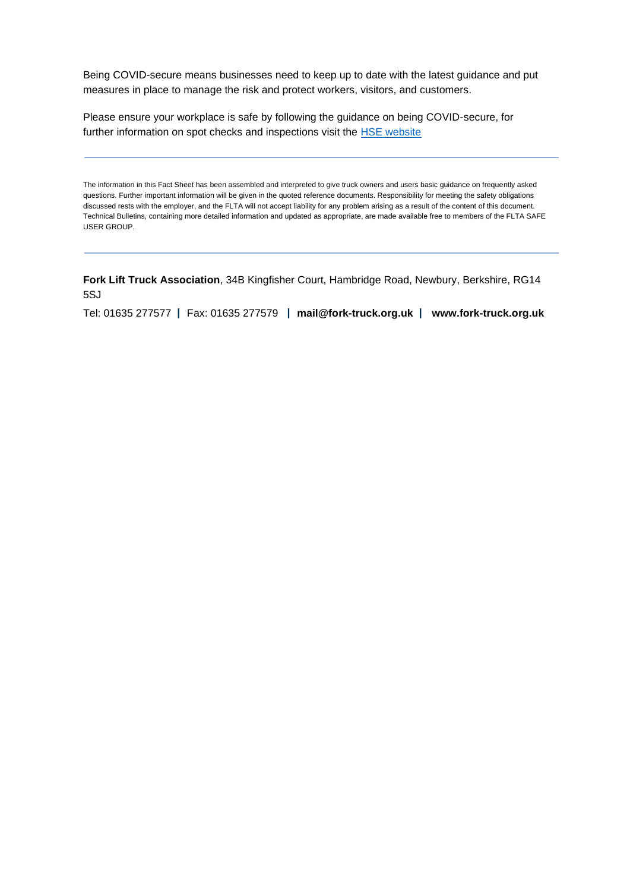Being COVID-secure means businesses need to keep up to date with the latest guidance and put measures in place to manage the risk and protect workers, visitors, and customers.

Please ensure your workplace is safe by following the guidance on being COVID-secure, for further information on spot checks and inspections visit the [HSE website]

---

The information in this Fact Sheet has been assembled and interpreted to give truck owners and users basic guidance on frequently asked questions. Further important information will be given in the quoted reference documents. Responsibility for meeting the safety obligations discussed rests with the employer, and the FLTA will not accept liability for any problem arising as a result of the content of this document. Technical Bulletins, containing more detailed information and updated as appropriate, are made available free to members of the FLTA SAFE USER GROUP.

---

**Fork Lift Truck Association**, 34B Kingfisher Court, Hambridge Road, Newbury, Berkshire, RG14 5SJ

Tel: 01635 277577 **|** Fax: 01635 277579 **|** **mail@fork-truck.org.uk** **|** **www.fork-truck.org.uk**